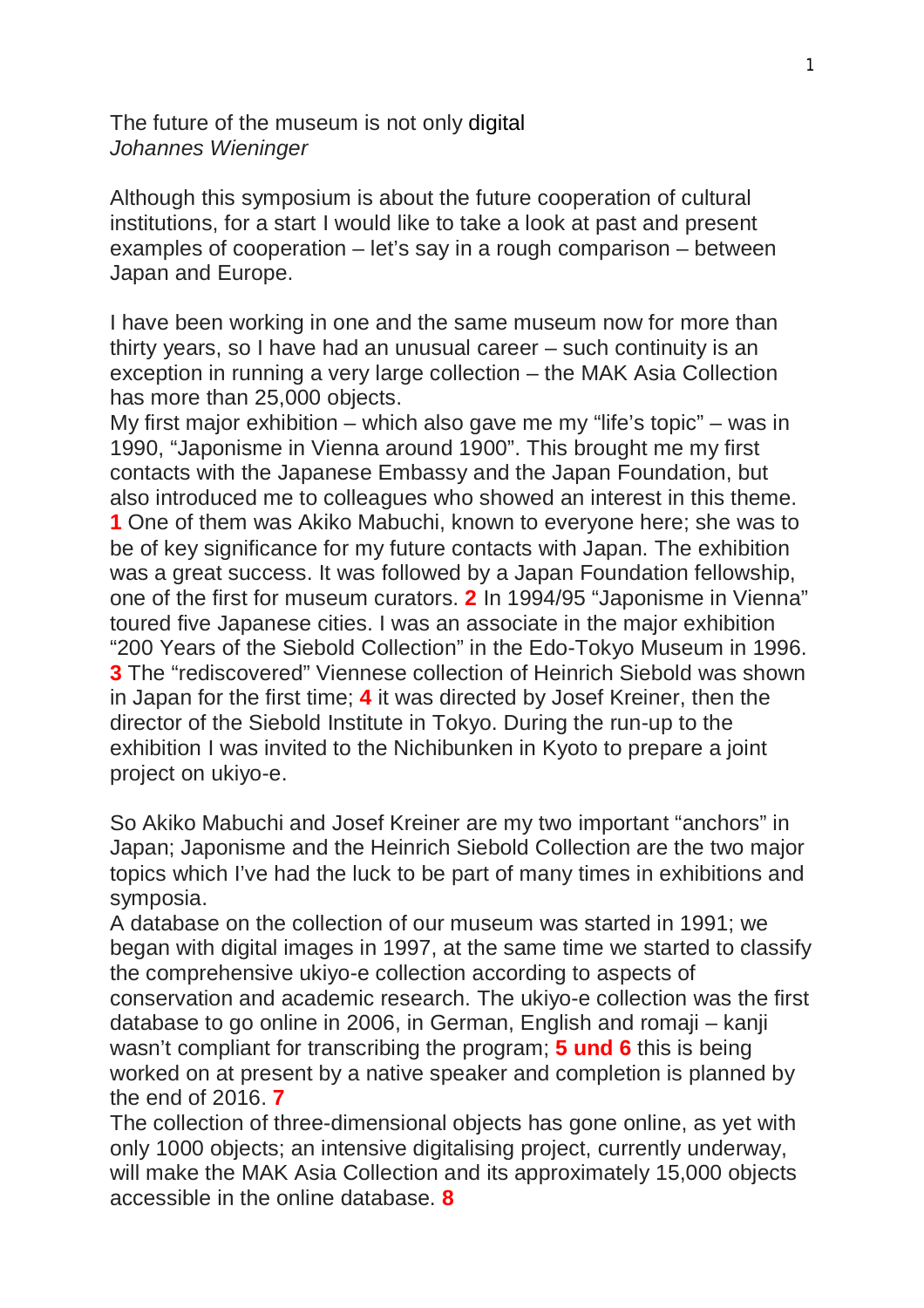The future of the museum is not only digital

*Johannes Wieninger*

Although this symposium is about the future cooperation of cultural institutions, for a start I would like to take a look at past and present examples of cooperation – let's say in a rough comparison – between Japan and Europe.

I have been working in one and the same museum now for more than thirty years, so I have had an unusual career – such continuity is an exception in running a very large collection – the MAK Asia Collection has more than 25,000 objects.

My first major exhibition – which also gave me my "life's topic" – was in 1990, "Japonisme in Vienna around 1900". This brought me my first contacts with the Japanese Embassy and the Japan Foundation, but also introduced me to colleagues who showed an interest in this theme. **1** One of them was Akiko Mabuchi, known to everyone here; she was to be of key significance for my future contacts with Japan. The exhibition was a great success. It was followed by a Japan Foundation fellowship, one of the first for museum curators. **2** In 1994/95 "Japonisme in Vienna" toured five Japanese cities. I was an associate in the major exhibition "200 Years of the Siebold Collection" in the Edo-Tokyo Museum in 1996. **3** The "rediscovered" Viennese collection of Heinrich Siebold was shown in Japan for the first time; **4** it was directed by Josef Kreiner, then the director of the Siebold Institute in Tokyo. During the run-up to the exhibition I was invited to the Nichibunken in Kyoto to prepare a joint project on ukiyo-e.

So Akiko Mabuchi and Josef Kreiner are my two important "anchors" in Japan; Japonisme and the Heinrich Siebold Collection are the two major topics which I've had the luck to be part of many times in exhibitions and symposia.

A database on the collection of our museum was started in 1991; we began with digital images in 1997, at the same time we started to classify the comprehensive ukiyo-e collection according to aspects of conservation and academic research. The ukiyo-e collection was the first database to go online in 2006, in German, English and romaji – kanji wasn't compliant for transcribing the program; **5 und 6** this is being worked on at present by a native speaker and completion is planned by the end of 2016. **7**

The collection of three-dimensional objects has gone online, as yet with only 1000 objects; an intensive digitalising project, currently underway, will make the MAK Asia Collection and its approximately 15,000 objects accessible in the online database. **8**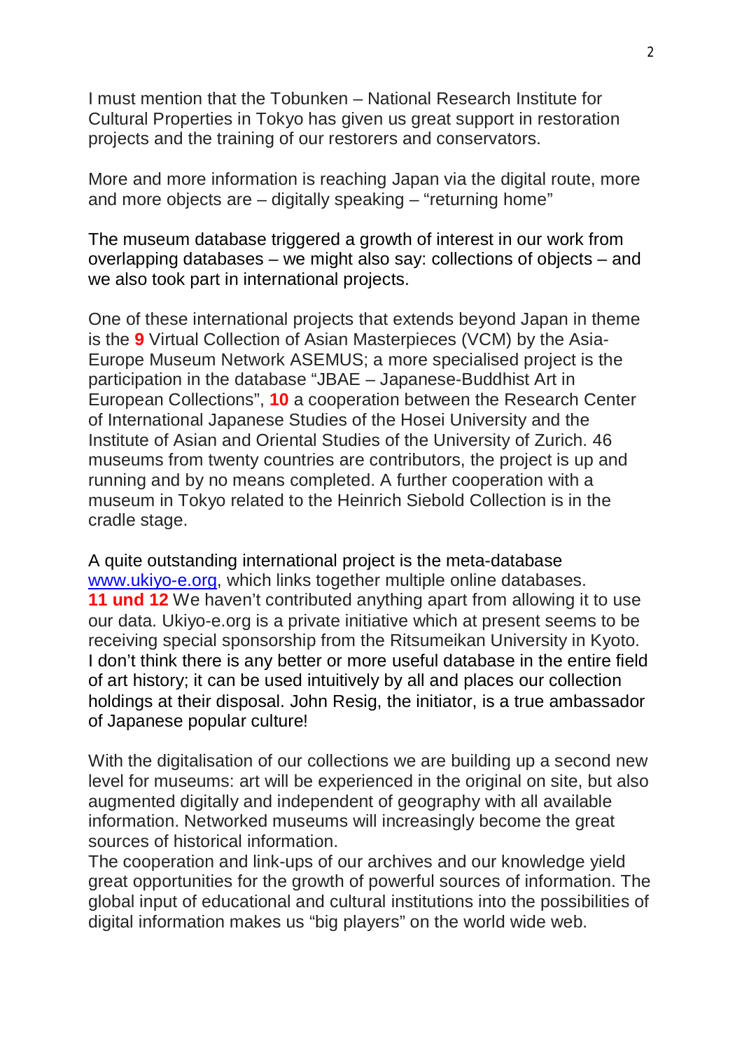I must mention that the Tobunken – National Research Institute for Cultural Properties in Tokyo has given us great support in restoration projects and the training of our restorers and conservators.

More and more information is reaching Japan via the digital route, more and more objects are – digitally speaking – "returning home"

The museum database triggered a growth of interest in our work from overlapping databases – we might also say: collections of objects – and we also took part in international projects.

One of these international projects that extends beyond Japan in theme is the **9** Virtual Collection of Asian Masterpieces (VCM) by the Asia-Europe Museum Network ASEMUS; a more specialised project is the participation in the database "JBAE – Japanese-Buddhist Art in European Collections", **10** a cooperation between the Research Center of International Japanese Studies of the Hosei University and the Institute of Asian and Oriental Studies of the University of Zurich. 46 museums from twenty countries are contributors, the project is up and running and by no means completed. A further cooperation with a museum in Tokyo related to the Heinrich Siebold Collection is in the cradle stage.

A quite outstanding international project is the meta-database [www.ukiyo-e.org](http://www.ukiyo-e.org), which links together multiple online databases. **11 und 12** We haven't contributed anything apart from allowing it to use our data. Ukiyo-e.org is a private initiative which at present seems to be receiving special sponsorship from the Ritsumeikan University in Kyoto. I don't think there is any better or more useful database in the entire field of art history; it can be used intuitively by all and places our collection holdings at their disposal. John Resig, the initiator, is a true ambassador of Japanese popular culture!

With the digitalisation of our collections we are building up a second new level for museums: art will be experienced in the original on site, but also augmented digitally and independent of geography with all available information. Networked museums will increasingly become the great sources of historical information.
The cooperation and link-ups of our archives and our knowledge yield great opportunities for the growth of powerful sources of information. The global input of educational and cultural institutions into the possibilities of digital information makes us "big players" on the world wide web.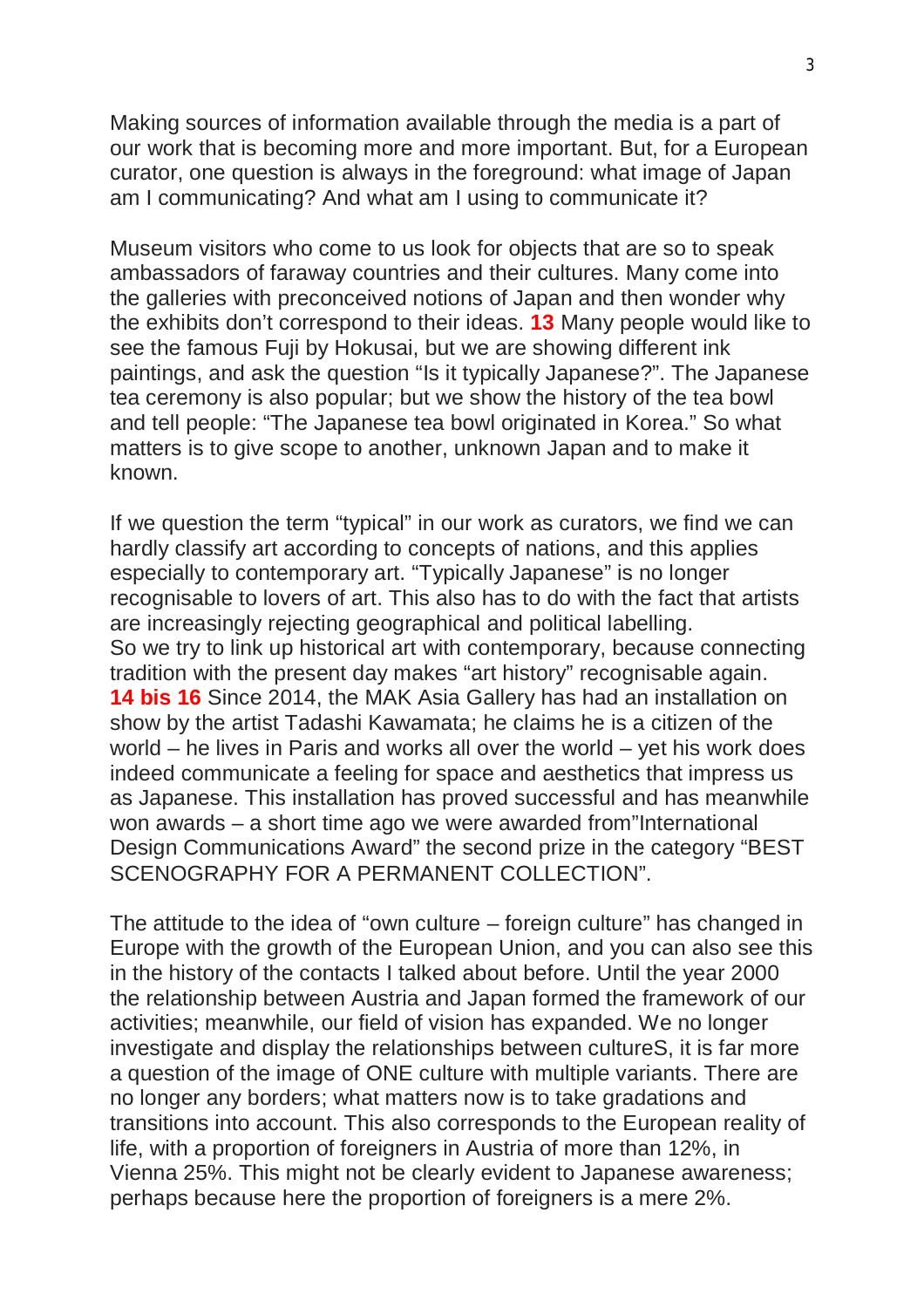Making sources of information available through the media is a part of our work that is becoming more and more important. But, for a European curator, one question is always in the foreground: what image of Japan am I communicating? And what am I using to communicate it?

Museum visitors who come to us look for objects that are so to speak ambassadors of faraway countries and their cultures. Many come into the galleries with preconceived notions of Japan and then wonder why the exhibits don't correspond to their ideas. **13** Many people would like to see the famous Fuji by Hokusai, but we are showing different ink paintings, and ask the question "Is it typically Japanese?". The Japanese tea ceremony is also popular; but we show the history of the tea bowl and tell people: "The Japanese tea bowl originated in Korea." So what matters is to give scope to another, unknown Japan and to make it known.

If we question the term "typical" in our work as curators, we find we can hardly classify art according to concepts of nations, and this applies especially to contemporary art. "Typically Japanese" is no longer recognisable to lovers of art. This also has to do with the fact that artists are increasingly rejecting geographical and political labelling.
So we try to link up historical art with contemporary, because connecting tradition with the present day makes "art history" recognisable again. **14 bis 16** Since 2014, the MAK Asia Gallery has had an installation on show by the artist Tadashi Kawamata; he claims he is a citizen of the world – he lives in Paris and works all over the world – yet his work does indeed communicate a feeling for space and aesthetics that impress us as Japanese. This installation has proved successful and has meanwhile won awards – a short time ago we were awarded from"International Design Communications Award" the second prize in the category "BEST SCENOGRAPHY FOR A PERMANENT COLLECTION".

The attitude to the idea of "own culture – foreign culture" has changed in Europe with the growth of the European Union, and you can also see this in the history of the contacts I talked about before. Until the year 2000 the relationship between Austria and Japan formed the framework of our activities; meanwhile, our field of vision has expanded. We no longer investigate and display the relationships between cultureS, it is far more a question of the image of ONE culture with multiple variants. There are no longer any borders; what matters now is to take gradations and transitions into account. This also corresponds to the European reality of life, with a proportion of foreigners in Austria of more than 12%, in Vienna 25%. This might not be clearly evident to Japanese awareness; perhaps because here the proportion of foreigners is a mere 2%.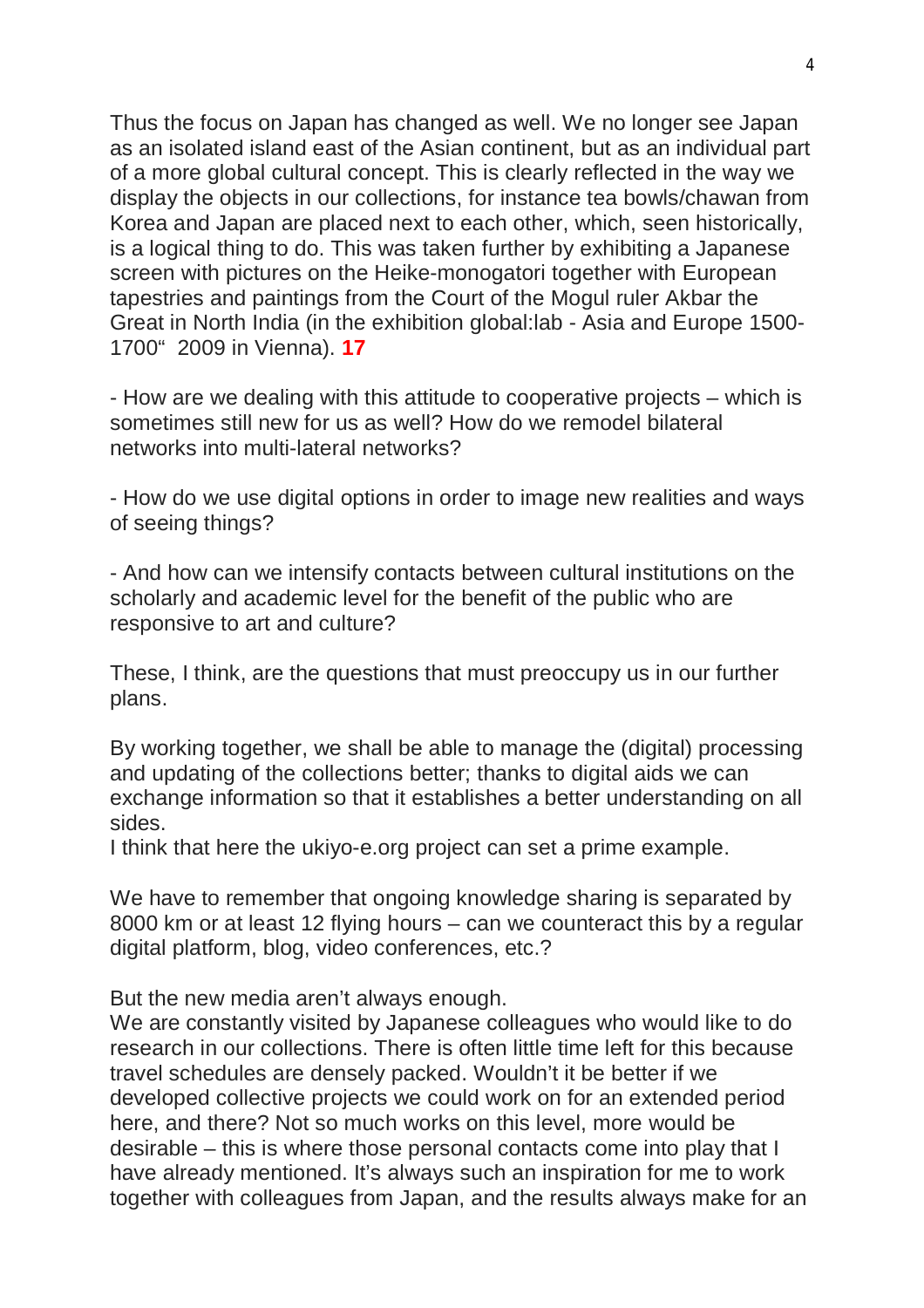Thus the focus on Japan has changed as well. We no longer see Japan as an isolated island east of the Asian continent, but as an individual part of a more global cultural concept. This is clearly reflected in the way we display the objects in our collections, for instance tea bowls/chawan from Korea and Japan are placed next to each other, which, seen historically, is a logical thing to do. This was taken further by exhibiting a Japanese screen with pictures on the Heike-monogatori together with European tapestries and paintings from the Court of the Mogul ruler Akbar the Great in North India (in the exhibition global:lab - Asia and Europe 1500-1700" 2009 in Vienna). **17**

- How are we dealing with this attitude to cooperative projects – which is sometimes still new for us as well? How do we remodel bilateral networks into multi-lateral networks?

- How do we use digital options in order to image new realities and ways of seeing things?

- And how can we intensify contacts between cultural institutions on the scholarly and academic level for the benefit of the public who are responsive to art and culture?

These, I think, are the questions that must preoccupy us in our further plans.

By working together, we shall be able to manage the (digital) processing and updating of the collections better; thanks to digital aids we can exchange information so that it establishes a better understanding on all sides.
I think that here the ukiyo-e.org project can set a prime example.

We have to remember that ongoing knowledge sharing is separated by 8000 km or at least 12 flying hours – can we counteract this by a regular digital platform, blog, video conferences, etc.?

But the new media aren't always enough.
We are constantly visited by Japanese colleagues who would like to do research in our collections. There is often little time left for this because travel schedules are densely packed. Wouldn't it be better if we developed collective projects we could work on for an extended period here, and there? Not so much works on this level, more would be desirable – this is where those personal contacts come into play that I have already mentioned. It's always such an inspiration for me to work together with colleagues from Japan, and the results always make for an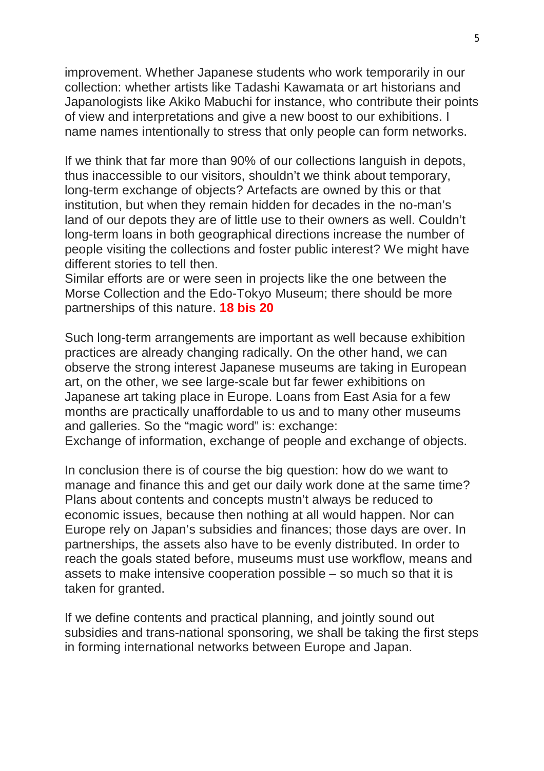improvement. Whether Japanese students who work temporarily in our collection: whether artists like Tadashi Kawamata or art historians and Japanologists like Akiko Mabuchi for instance, who contribute their points of view and interpretations and give a new boost to our exhibitions. I name names intentionally to stress that only people can form networks.

If we think that far more than 90% of our collections languish in depots, thus inaccessible to our visitors, shouldn't we think about temporary, long-term exchange of objects? Artefacts are owned by this or that institution, but when they remain hidden for decades in the no-man's land of our depots they are of little use to their owners as well. Couldn't long-term loans in both geographical directions increase the number of people visiting the collections and foster public interest? We might have different stories to tell then.
Similar efforts are or were seen in projects like the one between the Morse Collection and the Edo-Tokyo Museum; there should be more partnerships of this nature. **18 bis 20**

Such long-term arrangements are important as well because exhibition practices are already changing radically. On the other hand, we can observe the strong interest Japanese museums are taking in European art, on the other, we see large-scale but far fewer exhibitions on Japanese art taking place in Europe. Loans from East Asia for a few months are practically unaffordable to us and to many other museums and galleries. So the "magic word" is: exchange:
Exchange of information, exchange of people and exchange of objects.

In conclusion there is of course the big question: how do we want to manage and finance this and get our daily work done at the same time? Plans about contents and concepts mustn't always be reduced to economic issues, because then nothing at all would happen. Nor can Europe rely on Japan's subsidies and finances; those days are over. In partnerships, the assets also have to be evenly distributed. In order to reach the goals stated before, museums must use workflow, means and assets to make intensive cooperation possible – so much so that it is taken for granted.

If we define contents and practical planning, and jointly sound out subsidies and trans-national sponsoring, we shall be taking the first steps in forming international networks between Europe and Japan.